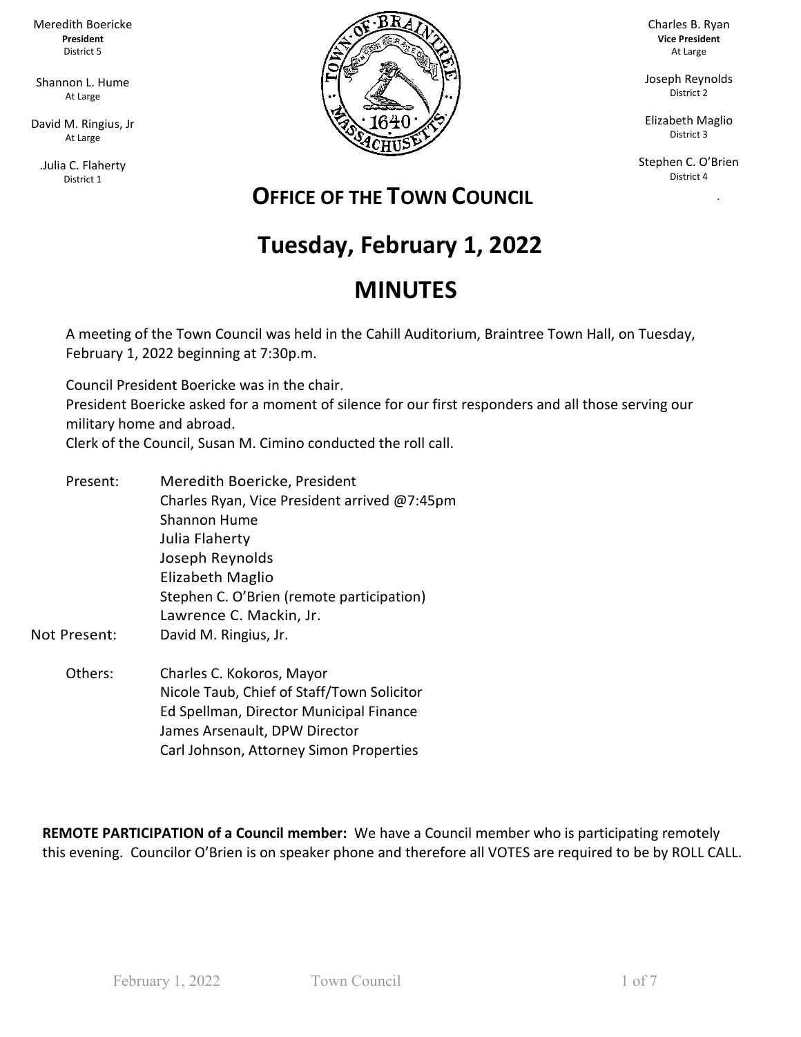Meredith Boericke
**President**
District 5

Shannon L. Hume
At Large

David M. Ringius, Jr
At Large

.Julia C. Flaherty
District 1

Charles B. Ryan
**Vice President**
At Large

Joseph Reynolds
District 2

Elizabeth Maglio
District 3

Stephen C. O'Brien
District 4

## OFFICE OF THE TOWN COUNCIL

# Tuesday, February 1, 2022

# MINUTES

A meeting of the Town Council was held in the Cahill Auditorium, Braintree Town Hall, on Tuesday, February 1, 2022 beginning at 7:30p.m.

Council President Boericke was in the chair.
President Boericke asked for a moment of silence for our first responders and all those serving our military home and abroad.
Clerk of the Council, Susan M. Cimino conducted the roll call.

Present:
- Meredith Boericke, President
- Charles Ryan, Vice President arrived @7:45pm
- Shannon Hume
- Julia Flaherty
- Joseph Reynolds
- Elizabeth Maglio
- Stephen C. O'Brien (remote participation)
- Lawrence C. Mackin, Jr.

Not Present:
- David M. Ringius, Jr.

Others:
- Charles C. Kokoros, Mayor
- Nicole Taub, Chief of Staff/Town Solicitor
- Ed Spellman, Director Municipal Finance
- James Arsenault, DPW Director
- Carl Johnson, Attorney Simon Properties

**REMOTE PARTICIPATION of a Council member:** We have a Council member who is participating remotely this evening. Councilor O'Brien is on speaker phone and therefore all VOTES are required to be by ROLL CALL.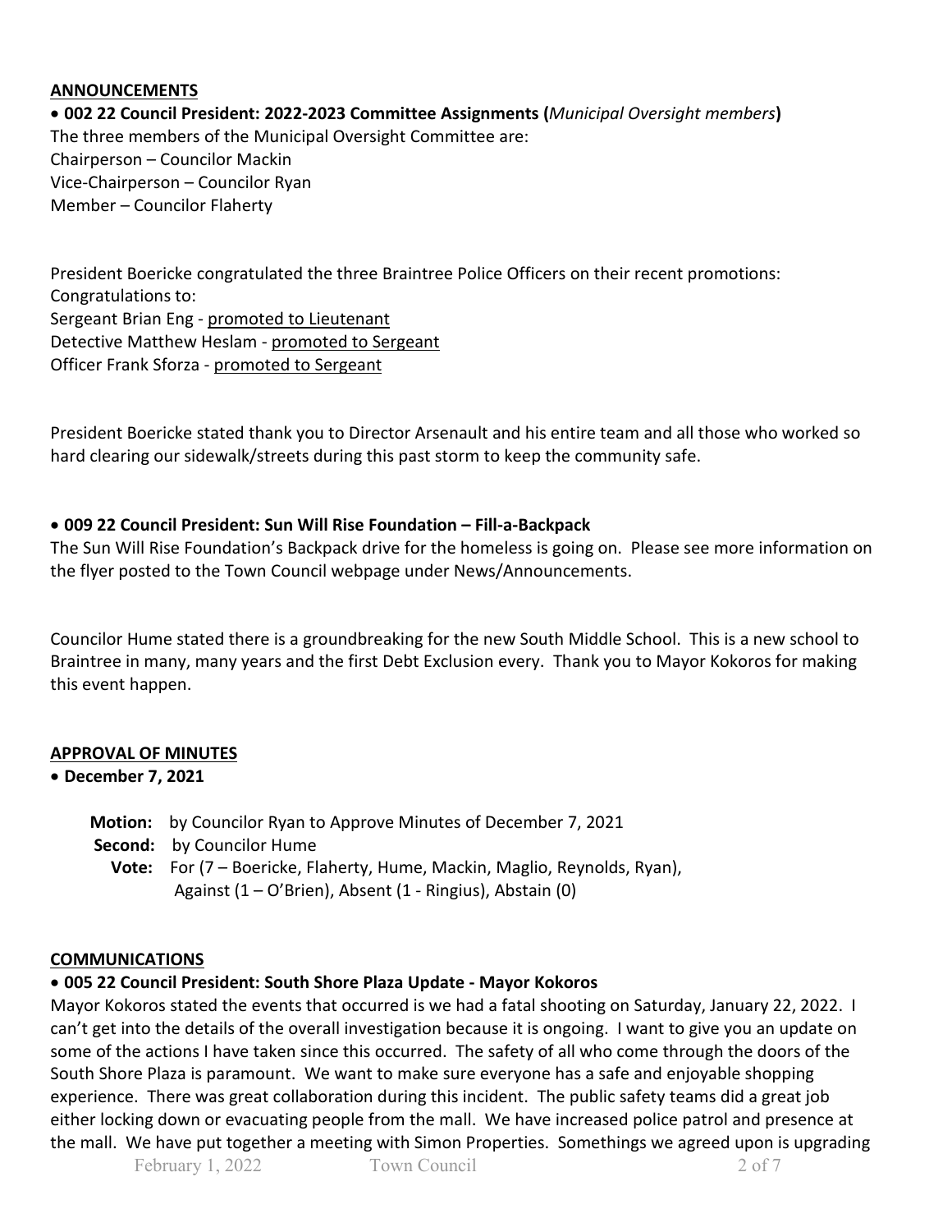## ANNOUNCEMENTS

- **002 22 Council President: 2022-2023 Committee Assignments (*Municipal Oversight members*)**

The three members of the Municipal Oversight Committee are:
Chairperson – Councilor Mackin
Vice-Chairperson – Councilor Ryan
Member – Councilor Flaherty

President Boericke congratulated the three Braintree Police Officers on their recent promotions:
Congratulations to:
Sergeant Brian Eng - promoted to Lieutenant
Detective Matthew Heslam - promoted to Sergeant
Officer Frank Sforza - promoted to Sergeant

President Boericke stated thank you to Director Arsenault and his entire team and all those who worked so hard clearing our sidewalk/streets during this past storm to keep the community safe.

- **009 22 Council President: Sun Will Rise Foundation – Fill-a-Backpack**

The Sun Will Rise Foundation's Backpack drive for the homeless is going on. Please see more information on the flyer posted to the Town Council webpage under News/Announcements.

Councilor Hume stated there is a groundbreaking for the new South Middle School. This is a new school to Braintree in many, many years and the first Debt Exclusion every. Thank you to Mayor Kokoros for making this event happen.

## APPROVAL OF MINUTES

- **December 7, 2021**

**Motion:** by Councilor Ryan to Approve Minutes of December 7, 2021
**Second:** by Councilor Hume
**Vote:** For (7 – Boericke, Flaherty, Hume, Mackin, Maglio, Reynolds, Ryan), Against (1 – O'Brien), Absent (1 - Ringius), Abstain (0)

## COMMUNICATIONS

- **005 22 Council President: South Shore Plaza Update - Mayor Kokoros**

Mayor Kokoros stated the events that occurred is we had a fatal shooting on Saturday, January 22, 2022. I can't get into the details of the overall investigation because it is ongoing. I want to give you an update on some of the actions I have taken since this occurred. The safety of all who come through the doors of the South Shore Plaza is paramount. We want to make sure everyone has a safe and enjoyable shopping experience. There was great collaboration during this incident. The public safety teams did a great job either locking down or evacuating people from the mall. We have increased police patrol and presence at the mall. We have put together a meeting with Simon Properties. Somethings we agreed upon is upgrading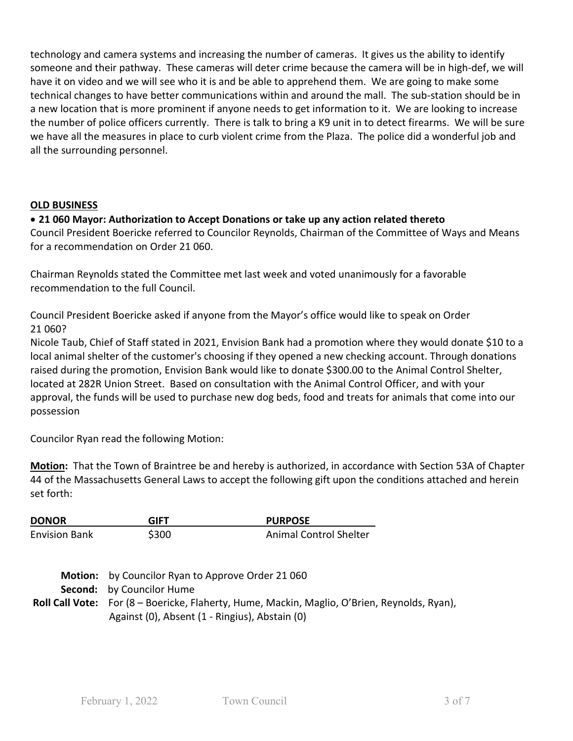technology and camera systems and increasing the number of cameras. It gives us the ability to identify someone and their pathway. These cameras will deter crime because the camera will be in high-def, we will have it on video and we will see who it is and be able to apprehend them. We are going to make some technical changes to have better communications within and around the mall. The sub-station should be in a new location that is more prominent if anyone needs to get information to it. We are looking to increase the number of police officers currently. There is talk to bring a K9 unit in to detect firearms. We will be sure we have all the measures in place to curb violent crime from the Plaza. The police did a wonderful job and all the surrounding personnel.

## OLD BUSINESS

- **21 060 Mayor: Authorization to Accept Donations or take up any action related thereto**

Council President Boericke referred to Councilor Reynolds, Chairman of the Committee of Ways and Means for a recommendation on Order 21 060.

Chairman Reynolds stated the Committee met last week and voted unanimously for a favorable recommendation to the full Council.

Council President Boericke asked if anyone from the Mayor's office would like to speak on Order 21 060?

Nicole Taub, Chief of Staff stated in 2021, Envision Bank had a promotion where they would donate $10 to a local animal shelter of the customer's choosing if they opened a new checking account. Through donations raised during the promotion, Envision Bank would like to donate $300.00 to the Animal Control Shelter, located at 282R Union Street. Based on consultation with the Animal Control Officer, and with your approval, the funds will be used to purchase new dog beds, food and treats for animals that come into our possession

Councilor Ryan read the following Motion:

**Motion:** That the Town of Braintree be and hereby is authorized, in accordance with Section 53A of Chapter 44 of the Massachusetts General Laws to accept the following gift upon the conditions attached and herein set forth:

| DONOR | GIFT | PURPOSE |
|---|---|---|
| Envision Bank | $300 | Animal Control Shelter |

**Motion:** by Councilor Ryan to Approve Order 21 060
**Second:** by Councilor Hume
**Roll Call Vote:** For (8 – Boericke, Flaherty, Hume, Mackin, Maglio, O'Brien, Reynolds, Ryan), Against (0), Absent (1 - Ringius), Abstain (0)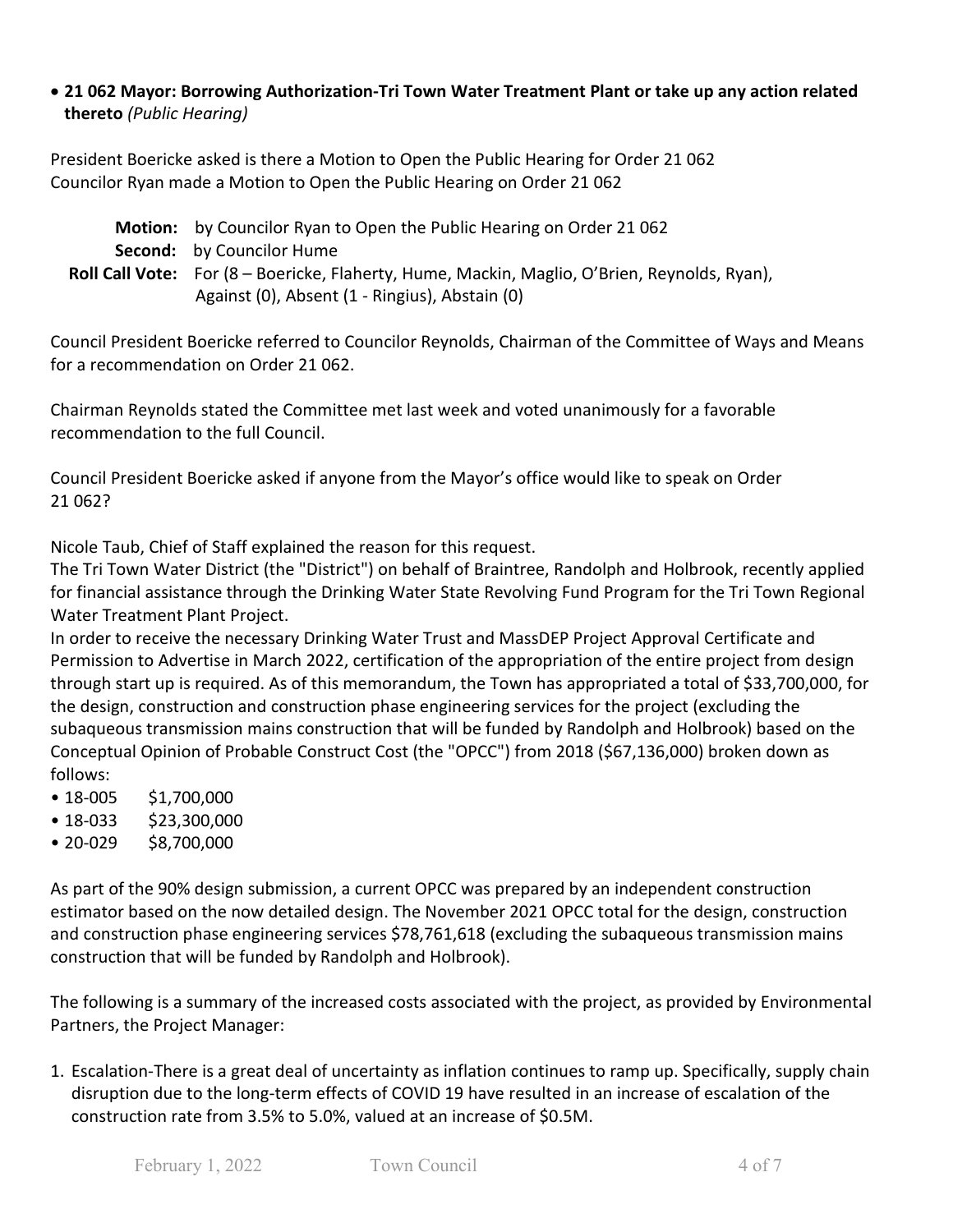- **21 062 Mayor: Borrowing Authorization-Tri Town Water Treatment Plant or take up any action related thereto** *(Public Hearing)*

President Boericke asked is there a Motion to Open the Public Hearing for Order 21 062
Councilor Ryan made a Motion to Open the Public Hearing on Order 21 062

**Motion:** by Councilor Ryan to Open the Public Hearing on Order 21 062
**Second:** by Councilor Hume
**Roll Call Vote:** For (8 – Boericke, Flaherty, Hume, Mackin, Maglio, O'Brien, Reynolds, Ryan), Against (0), Absent (1 - Ringius), Abstain (0)

Council President Boericke referred to Councilor Reynolds, Chairman of the Committee of Ways and Means for a recommendation on Order 21 062.

Chairman Reynolds stated the Committee met last week and voted unanimously for a favorable recommendation to the full Council.

Council President Boericke asked if anyone from the Mayor's office would like to speak on Order 21 062?

Nicole Taub, Chief of Staff explained the reason for this request.
The Tri Town Water District (the "District") on behalf of Braintree, Randolph and Holbrook, recently applied for financial assistance through the Drinking Water State Revolving Fund Program for the Tri Town Regional Water Treatment Plant Project.
In order to receive the necessary Drinking Water Trust and MassDEP Project Approval Certificate and Permission to Advertise in March 2022, certification of the appropriation of the entire project from design through start up is required. As of this memorandum, the Town has appropriated a total of $33,700,000, for the design, construction and construction phase engineering services for the project (excluding the subaqueous transmission mains construction that will be funded by Randolph and Holbrook) based on the Conceptual Opinion of Probable Construct Cost (the "OPCC") from 2018 ($67,136,000) broken down as follows:

- 18-005 $1,700,000
- 18-033 $23,300,000
- 20-029 $8,700,000

As part of the 90% design submission, a current OPCC was prepared by an independent construction estimator based on the now detailed design. The November 2021 OPCC total for the design, construction and construction phase engineering services $78,761,618 (excluding the subaqueous transmission mains construction that will be funded by Randolph and Holbrook).

The following is a summary of the increased costs associated with the project, as provided by Environmental Partners, the Project Manager:

1. Escalation-There is a great deal of uncertainty as inflation continues to ramp up. Specifically, supply chain disruption due to the long-term effects of COVID 19 have resulted in an increase of escalation of the construction rate from 3.5% to 5.0%, valued at an increase of $0.5M.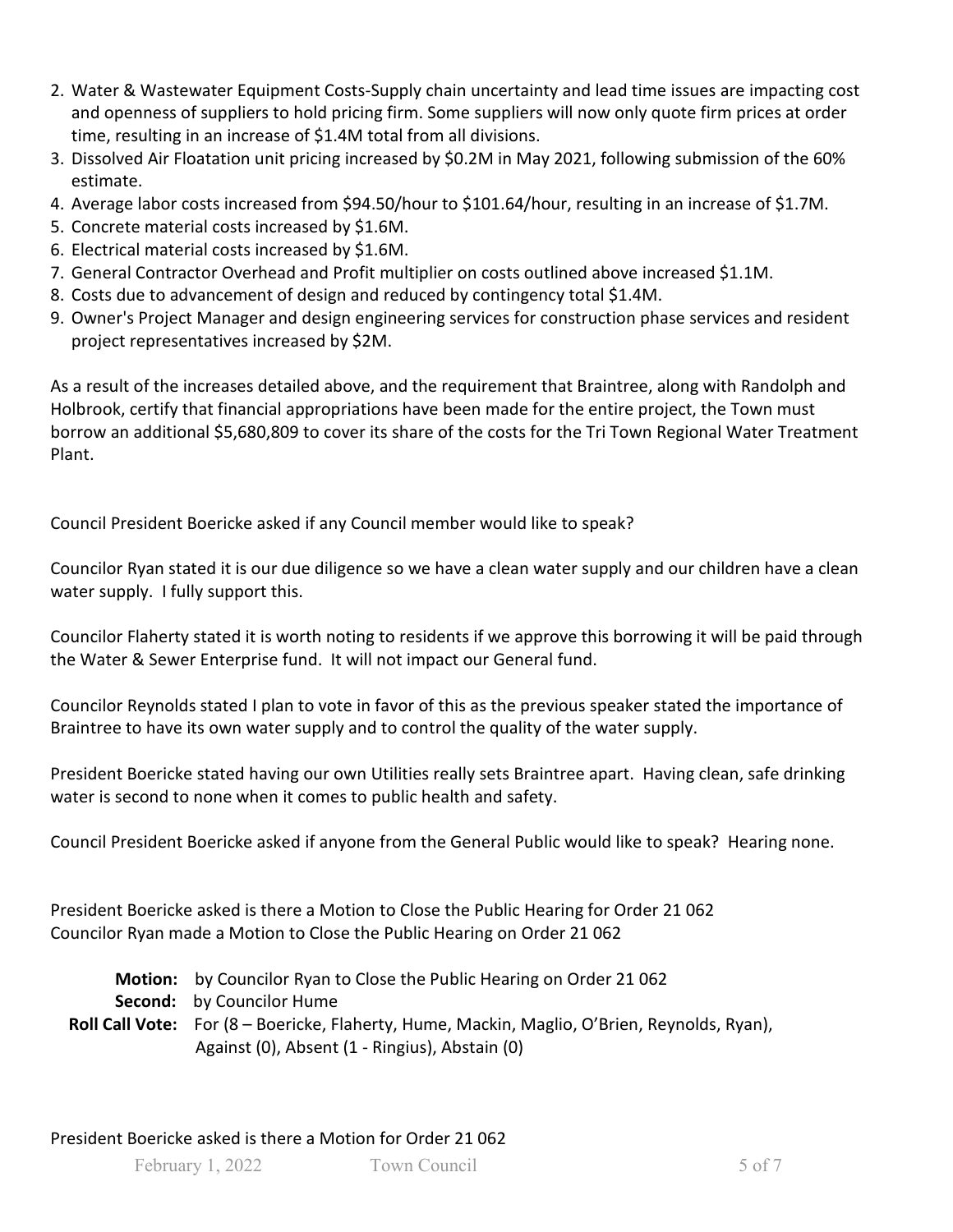2. Water & Wastewater Equipment Costs-Supply chain uncertainty and lead time issues are impacting cost and openness of suppliers to hold pricing firm. Some suppliers will now only quote firm prices at order time, resulting in an increase of $1.4M total from all divisions.
3. Dissolved Air Floatation unit pricing increased by $0.2M in May 2021, following submission of the 60% estimate.
4. Average labor costs increased from $94.50/hour to $101.64/hour, resulting in an increase of $1.7M.
5. Concrete material costs increased by $1.6M.
6. Electrical material costs increased by $1.6M.
7. General Contractor Overhead and Profit multiplier on costs outlined above increased $1.1M.
8. Costs due to advancement of design and reduced by contingency total $1.4M.
9. Owner's Project Manager and design engineering services for construction phase services and resident project representatives increased by $2M.

As a result of the increases detailed above, and the requirement that Braintree, along with Randolph and Holbrook, certify that financial appropriations have been made for the entire project, the Town must borrow an additional $5,680,809 to cover its share of the costs for the Tri Town Regional Water Treatment Plant.

Council President Boericke asked if any Council member would like to speak?

Councilor Ryan stated it is our due diligence so we have a clean water supply and our children have a clean water supply. I fully support this.

Councilor Flaherty stated it is worth noting to residents if we approve this borrowing it will be paid through the Water & Sewer Enterprise fund. It will not impact our General fund.

Councilor Reynolds stated I plan to vote in favor of this as the previous speaker stated the importance of Braintree to have its own water supply and to control the quality of the water supply.

President Boericke stated having our own Utilities really sets Braintree apart. Having clean, safe drinking water is second to none when it comes to public health and safety.

Council President Boericke asked if anyone from the General Public would like to speak? Hearing none.

President Boericke asked is there a Motion to Close the Public Hearing for Order 21 062
Councilor Ryan made a Motion to Close the Public Hearing on Order 21 062

**Motion:** by Councilor Ryan to Close the Public Hearing on Order 21 062
**Second:** by Councilor Hume
**Roll Call Vote:** For (8 – Boericke, Flaherty, Hume, Mackin, Maglio, O'Brien, Reynolds, Ryan), Against (0), Absent (1 - Ringius), Abstain (0)

President Boericke asked is there a Motion for Order 21 062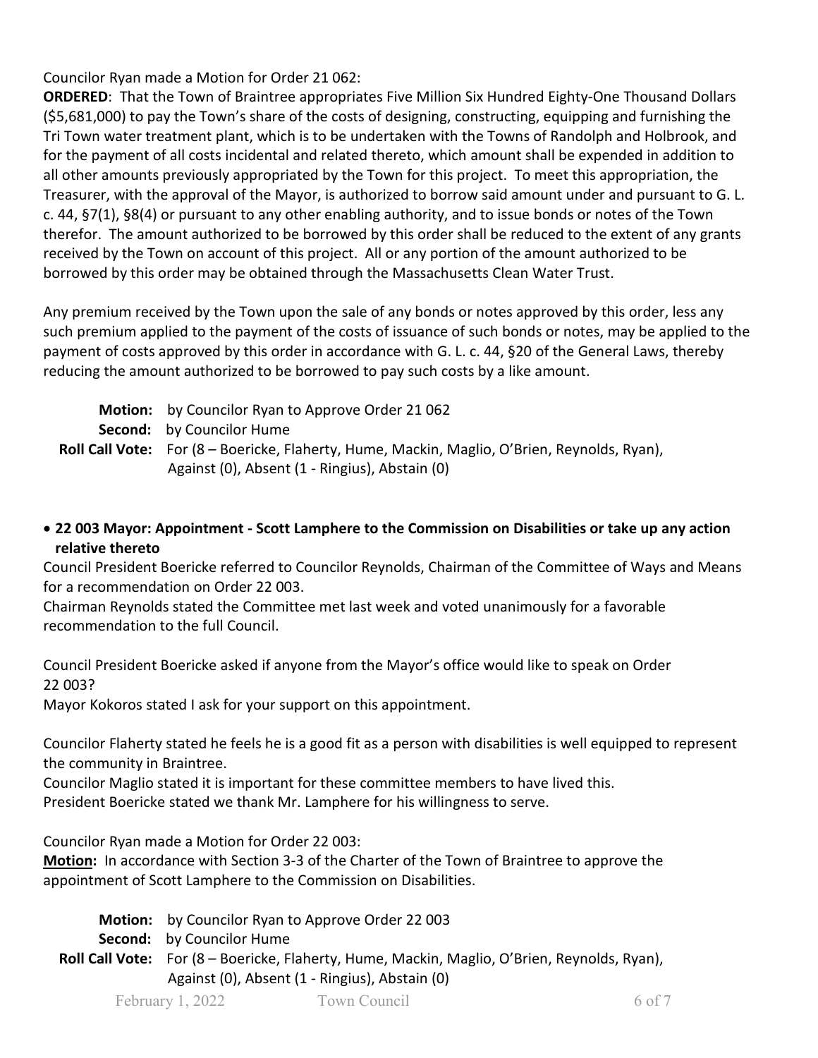Councilor Ryan made a Motion for Order 21 062:

**ORDERED**: That the Town of Braintree appropriates Five Million Six Hundred Eighty-One Thousand Dollars ($5,681,000) to pay the Town's share of the costs of designing, constructing, equipping and furnishing the Tri Town water treatment plant, which is to be undertaken with the Towns of Randolph and Holbrook, and for the payment of all costs incidental and related thereto, which amount shall be expended in addition to all other amounts previously appropriated by the Town for this project. To meet this appropriation, the Treasurer, with the approval of the Mayor, is authorized to borrow said amount under and pursuant to G. L. c. 44, §7(1), §8(4) or pursuant to any other enabling authority, and to issue bonds or notes of the Town therefor. The amount authorized to be borrowed by this order shall be reduced to the extent of any grants received by the Town on account of this project. All or any portion of the amount authorized to be borrowed by this order may be obtained through the Massachusetts Clean Water Trust.

Any premium received by the Town upon the sale of any bonds or notes approved by this order, less any such premium applied to the payment of the costs of issuance of such bonds or notes, may be applied to the payment of costs approved by this order in accordance with G. L. c. 44, §20 of the General Laws, thereby reducing the amount authorized to be borrowed to pay such costs by a like amount.

**Motion:** by Councilor Ryan to Approve Order 21 062
**Second:** by Councilor Hume
**Roll Call Vote:** For (8 – Boericke, Flaherty, Hume, Mackin, Maglio, O'Brien, Reynolds, Ryan), Against (0), Absent (1 - Ringius), Abstain (0)

- **22 003 Mayor: Appointment - Scott Lamphere to the Commission on Disabilities or take up any action relative thereto**

Council President Boericke referred to Councilor Reynolds, Chairman of the Committee of Ways and Means for a recommendation on Order 22 003.
Chairman Reynolds stated the Committee met last week and voted unanimously for a favorable recommendation to the full Council.

Council President Boericke asked if anyone from the Mayor's office would like to speak on Order 22 003?
Mayor Kokoros stated I ask for your support on this appointment.

Councilor Flaherty stated he feels he is a good fit as a person with disabilities is well equipped to represent the community in Braintree.
Councilor Maglio stated it is important for these committee members to have lived this.
President Boericke stated we thank Mr. Lamphere for his willingness to serve.

Councilor Ryan made a Motion for Order 22 003:
**Motion:** In accordance with Section 3-3 of the Charter of the Town of Braintree to approve the appointment of Scott Lamphere to the Commission on Disabilities.

**Motion:** by Councilor Ryan to Approve Order 22 003
**Second:** by Councilor Hume
**Roll Call Vote:** For (8 – Boericke, Flaherty, Hume, Mackin, Maglio, O'Brien, Reynolds, Ryan), Against (0), Absent (1 - Ringius), Abstain (0)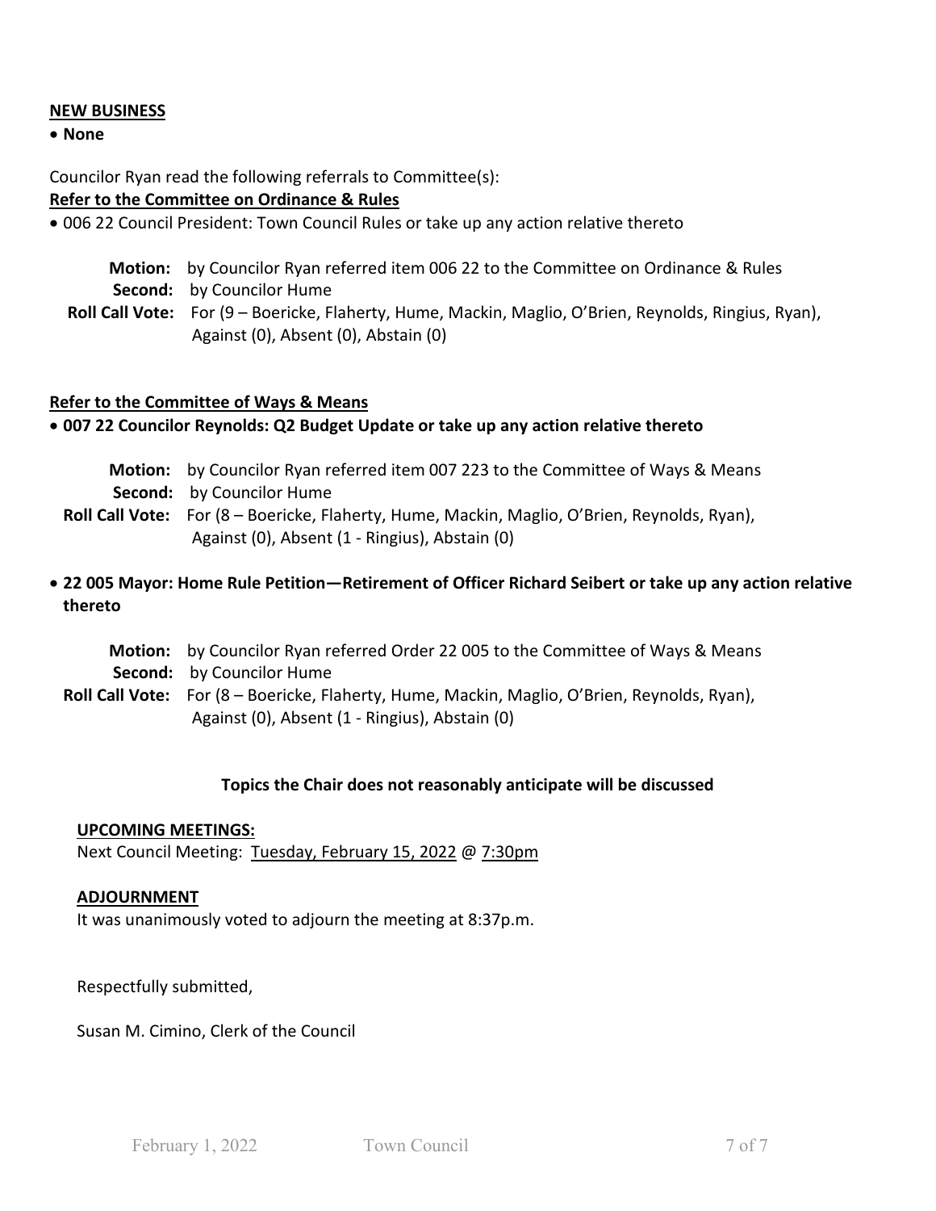**NEW BUSINESS**

- **None**

Councilor Ryan read the following referrals to Committee(s):

**Refer to the Committee on Ordinance & Rules**

- 006 22 Council President: Town Council Rules or take up any action relative thereto

**Motion:** by Councilor Ryan referred item 006 22 to the Committee on Ordinance & Rules
**Second:** by Councilor Hume
**Roll Call Vote:** For (9 – Boericke, Flaherty, Hume, Mackin, Maglio, O'Brien, Reynolds, Ringius, Ryan), Against (0), Absent (0), Abstain (0)

**Refer to the Committee of Ways & Means**

- **007 22 Councilor Reynolds: Q2 Budget Update or take up any action relative thereto**

**Motion:** by Councilor Ryan referred item 007 223 to the Committee of Ways & Means
**Second:** by Councilor Hume
**Roll Call Vote:** For (8 – Boericke, Flaherty, Hume, Mackin, Maglio, O'Brien, Reynolds, Ryan), Against (0), Absent (1 - Ringius), Abstain (0)

- **22 005 Mayor: Home Rule Petition—Retirement of Officer Richard Seibert or take up any action relative thereto**

**Motion:** by Councilor Ryan referred Order 22 005 to the Committee of Ways & Means
**Second:** by Councilor Hume
**Roll Call Vote:** For (8 – Boericke, Flaherty, Hume, Mackin, Maglio, O'Brien, Reynolds, Ryan), Against (0), Absent (1 - Ringius), Abstain (0)

**Topics the Chair does not reasonably anticipate will be discussed**

**UPCOMING MEETINGS:**
Next Council Meeting: Tuesday, February 15, 2022 @ 7:30pm

**ADJOURNMENT**
It was unanimously voted to adjourn the meeting at 8:37p.m.

Respectfully submitted,

Susan M. Cimino, Clerk of the Council